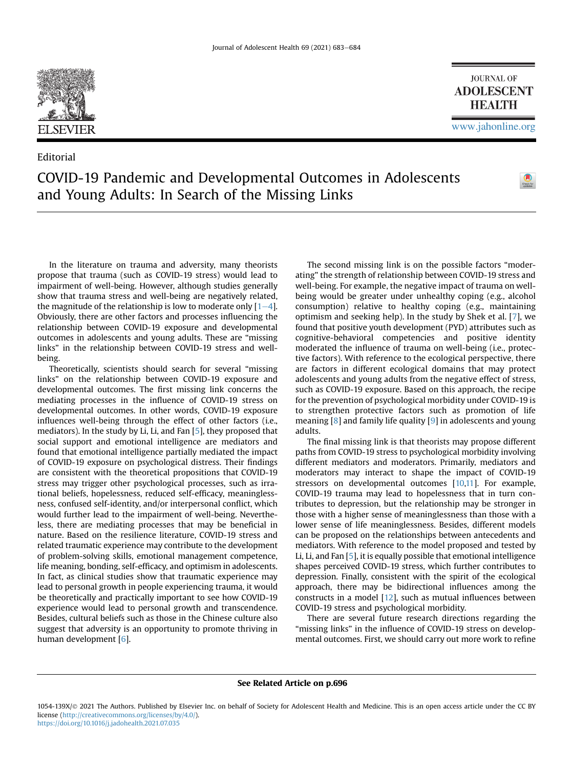Editorial

# COVID-19 Pandemic and Developmental Outcomes in Adolescents and Young Adults: In Search of the Missing Links

In the literature on trauma and adversity, many theorists propose that trauma (such as COVID-19 stress) would lead to impairment of well-being. However, although studies generally show that trauma stress and well-being are negatively related, the magnitude of the relationship is low to moderate only [1–4]. Obviously, there are other factors and processes influencing the relationship between COVID-19 exposure and developmental outcomes in adolescents and young adults. These are "missing links" in the relationship between COVID-19 stress and well-being.

Theoretically, scientists should search for several "missing links" on the relationship between COVID-19 exposure and developmental outcomes. The first missing link concerns the mediating processes in the influence of COVID-19 stress on developmental outcomes. In other words, COVID-19 exposure influences well-being through the effect of other factors (i.e., mediators). In the study by Li, Li, and Fan [5], they proposed that social support and emotional intelligence are mediators and found that emotional intelligence partially mediated the impact of COVID-19 exposure on psychological distress. Their findings are consistent with the theoretical propositions that COVID-19 stress may trigger other psychological processes, such as irrational beliefs, hopelessness, reduced self-efficacy, meaninglessness, confused self-identity, and/or interpersonal conflict, which would further lead to the impairment of well-being. Nevertheless, there are mediating processes that may be beneficial in nature. Based on the resilience literature, COVID-19 stress and related traumatic experience may contribute to the development of problem-solving skills, emotional management competence, life meaning, bonding, self-efficacy, and optimism in adolescents. In fact, as clinical studies show that traumatic experience may lead to personal growth in people experiencing trauma, it would be theoretically and practically important to see how COVID-19 experience would lead to personal growth and transcendence. Besides, cultural beliefs such as those in the Chinese culture also suggest that adversity is an opportunity to promote thriving in human development [6].

The second missing link is on the possible factors "moderating" the strength of relationship between COVID-19 stress and well-being. For example, the negative impact of trauma on well-being would be greater under unhealthy coping (e.g., alcohol consumption) relative to healthy coping (e.g., maintaining optimism and seeking help). In the study by Shek et al. [7], we found that positive youth development (PYD) attributes such as cognitive-behavioral competencies and positive identity moderated the influence of trauma on well-being (i.e., protective factors). With reference to the ecological perspective, there are factors in different ecological domains that may protect adolescents and young adults from the negative effect of stress, such as COVID-19 exposure. Based on this approach, the recipe for the prevention of psychological morbidity under COVID-19 is to strengthen protective factors such as promotion of life meaning [8] and family life quality [9] in adolescents and young adults.

The final missing link is that theorists may propose different paths from COVID-19 stress to psychological morbidity involving different mediators and moderators. Primarily, mediators and moderators may interact to shape the impact of COVID-19 stressors on developmental outcomes [10,11]. For example, COVID-19 trauma may lead to hopelessness that in turn contributes to depression, but the relationship may be stronger in those with a higher sense of meaninglessness than those with a lower sense of life meaninglessness. Besides, different models can be proposed on the relationships between antecedents and mediators. With reference to the model proposed and tested by Li, Li, and Fan [5], it is equally possible that emotional intelligence shapes perceived COVID-19 stress, which further contributes to depression. Finally, consistent with the spirit of the ecological approach, there may be bidirectional influences among the constructs in a model [12], such as mutual influences between COVID-19 stress and psychological morbidity.

There are several future research directions regarding the "missing links" in the influence of COVID-19 stress on developmental outcomes. First, we should carry out more work to refine

**See Related Article on p.696**

1054-139X/© 2021 The Authors. Published by Elsevier Inc. on behalf of Society for Adolescent Health and Medicine. This is an open access article under the CC BY license (http://creativecommons.org/licenses/by/4.0/).
https://doi.org/10.1016/j.jadohealth.2021.07.035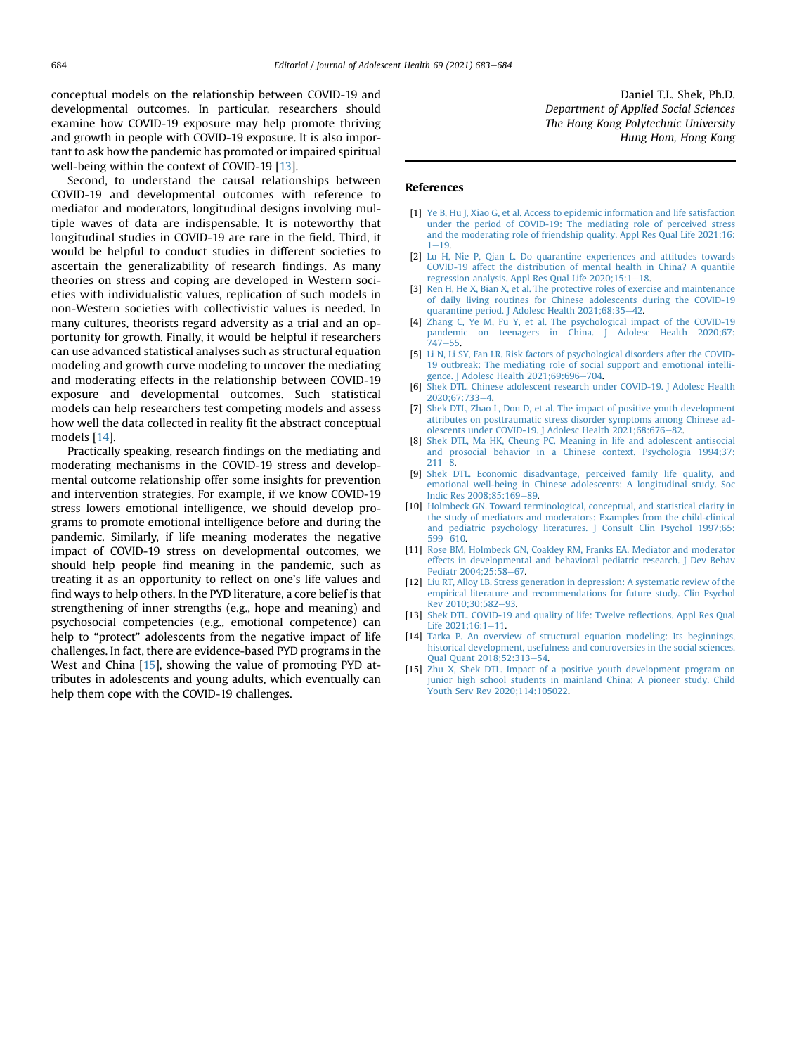conceptual models on the relationship between COVID-19 and developmental outcomes. In particular, researchers should examine how COVID-19 exposure may help promote thriving and growth in people with COVID-19 exposure. It is also important to ask how the pandemic has promoted or impaired spiritual well-being within the context of COVID-19 [13].

Second, to understand the causal relationships between COVID-19 and developmental outcomes with reference to mediator and moderators, longitudinal designs involving multiple waves of data are indispensable. It is noteworthy that longitudinal studies in COVID-19 are rare in the field. Third, it would be helpful to conduct studies in different societies to ascertain the generalizability of research findings. As many theories on stress and coping are developed in Western societies with individualistic values, replication of such models in non-Western societies with collectivistic values is needed. In many cultures, theorists regard adversity as a trial and an opportunity for growth. Finally, it would be helpful if researchers can use advanced statistical analyses such as structural equation modeling and growth curve modeling to uncover the mediating and moderating effects in the relationship between COVID-19 exposure and developmental outcomes. Such statistical models can help researchers test competing models and assess how well the data collected in reality fit the abstract conceptual models [14].

Practically speaking, research findings on the mediating and moderating mechanisms in the COVID-19 stress and developmental outcome relationship offer some insights for prevention and intervention strategies. For example, if we know COVID-19 stress lowers emotional intelligence, we should develop programs to promote emotional intelligence before and during the pandemic. Similarly, if life meaning moderates the negative impact of COVID-19 stress on developmental outcomes, we should help people find meaning in the pandemic, such as treating it as an opportunity to reflect on one's life values and find ways to help others. In the PYD literature, a core belief is that strengthening of inner strengths (e.g., hope and meaning) and psychosocial competencies (e.g., emotional competence) can help to "protect" adolescents from the negative impact of life challenges. In fact, there are evidence-based PYD programs in the West and China [15], showing the value of promoting PYD attributes in adolescents and young adults, which eventually can help them cope with the COVID-19 challenges.

Daniel T.L. Shek, Ph.D.
*Department of Applied Social Sciences*
*The Hong Kong Polytechnic University*
*Hung Hom, Hong Kong*

## References

[1] Ye B, Hu J, Xiao G, et al. Access to epidemic information and life satisfaction under the period of COVID-19: The mediating role of perceived stress and the moderating role of friendship quality. Appl Res Qual Life 2021;16:1–19.

[2] Lu H, Nie P, Qian L. Do quarantine experiences and attitudes towards COVID-19 affect the distribution of mental health in China? A quantile regression analysis. Appl Res Qual Life 2020;15:1–18.

[3] Ren H, He X, Bian X, et al. The protective roles of exercise and maintenance of daily living routines for Chinese adolescents during the COVID-19 quarantine period. J Adolesc Health 2021;68:35–42.

[4] Zhang C, Ye M, Fu Y, et al. The psychological impact of the COVID-19 pandemic on teenagers in China. J Adolesc Health 2020;67:747–55.

[5] Li N, Li SY, Fan LR. Risk factors of psychological disorders after the COVID-19 outbreak: The mediating role of social support and emotional intelligence. J Adolesc Health 2021;69:696–704.

[6] Shek DTL. Chinese adolescent research under COVID-19. J Adolesc Health 2020;67:733–4.

[7] Shek DTL, Zhao L, Dou D, et al. The impact of positive youth development attributes on posttraumatic stress disorder symptoms among Chinese adolescents under COVID-19. J Adolesc Health 2021;68:676–82.

[8] Shek DTL, Ma HK, Cheung PC. Meaning in life and adolescent antisocial and prosocial behavior in a Chinese context. Psychologia 1994;37:211–8.

[9] Shek DTL. Economic disadvantage, perceived family life quality, and emotional well-being in Chinese adolescents: A longitudinal study. Soc Indic Res 2008;85:169–89.

[10] Holmbeck GN. Toward terminological, conceptual, and statistical clarity in the study of mediators and moderators: Examples from the child-clinical and pediatric psychology literatures. J Consult Clin Psychol 1997;65:599–610.

[11] Rose BM, Holmbeck GN, Coakley RM, Franks EA. Mediator and moderator effects in developmental and behavioral pediatric research. J Dev Behav Pediatr 2004;25:58–67.

[12] Liu RT, Alloy LB. Stress generation in depression: A systematic review of the empirical literature and recommendations for future study. Clin Psychol Rev 2010;30:582–93.

[13] Shek DTL. COVID-19 and quality of life: Twelve reflections. Appl Res Qual Life 2021;16:1–11.

[14] Tarka P. An overview of structural equation modeling: Its beginnings, historical development, usefulness and controversies in the social sciences. Qual Quant 2018;52:313–54.

[15] Zhu X, Shek DTL. Impact of a positive youth development program on junior high school students in mainland China: A pioneer study. Child Youth Serv Rev 2020;114:105022.